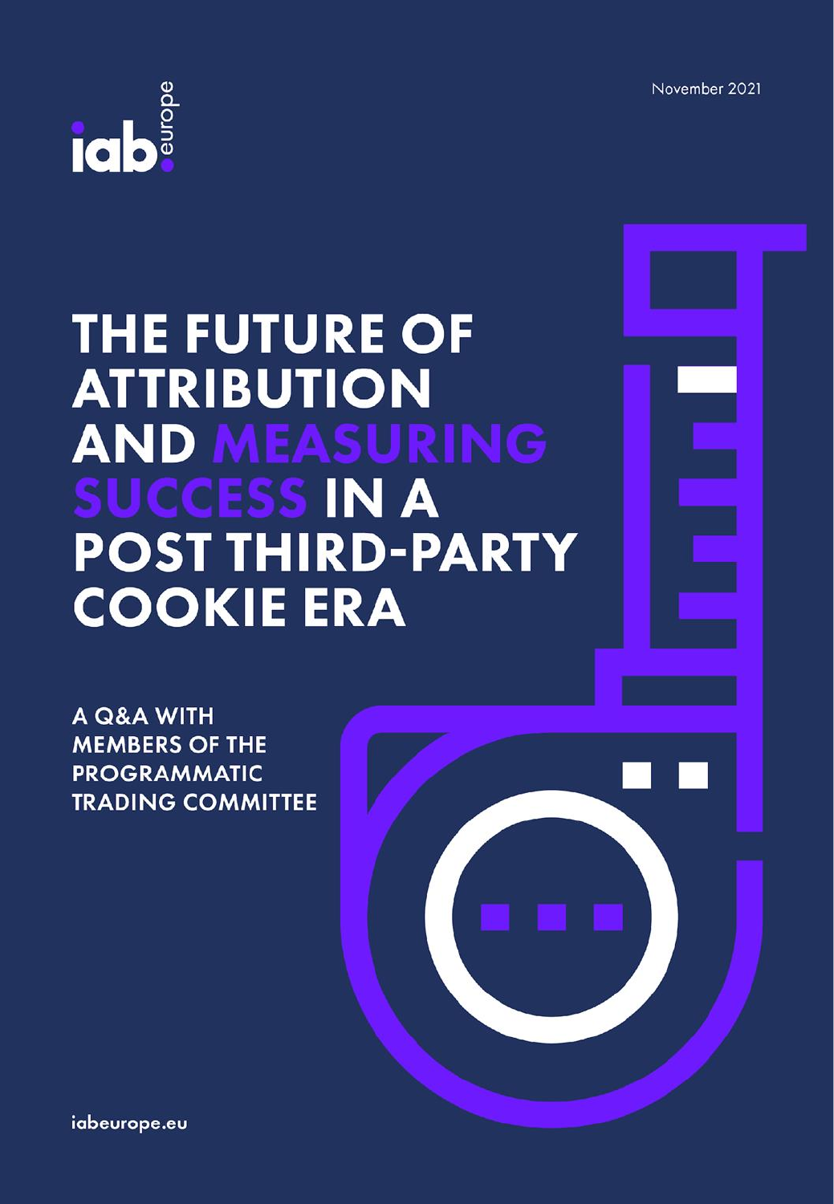iab europe

November 2021

# THE FUTURE OF ATTRIBUTION AND MEASURING SUCCESS IN A POST THIRD-PARTY COOKIE ERA

## A Q&A WITH MEMBERS OF THE PROGRAMMATIC TRADING COMMITTEE

iabeurope.eu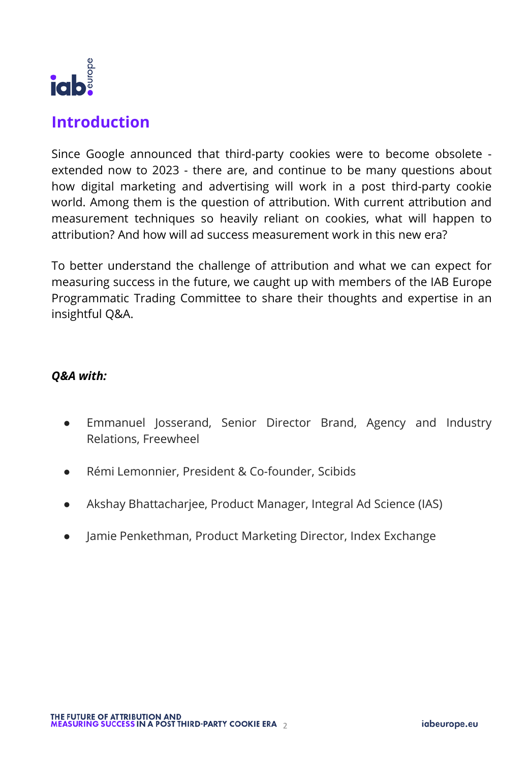## Introduction

Since Google announced that third-party cookies were to become obsolete - extended now to 2023 - there are, and continue to be many questions about how digital marketing and advertising will work in a post third-party cookie world. Among them is the question of attribution. With current attribution and measurement techniques so heavily reliant on cookies, what will happen to attribution? And how will ad success measurement work in this new era?

To better understand the challenge of attribution and what we can expect for measuring success in the future, we caught up with members of the IAB Europe Programmatic Trading Committee to share their thoughts and expertise in an insightful Q&A.

***Q&A with:***

- Emmanuel Josserand, Senior Director Brand, Agency and Industry Relations, Freewheel
- Rémi Lemonnier, President & Co-founder, Scibids
- Akshay Bhattacharjee, Product Manager, Integral Ad Science (IAS)
- Jamie Penkethman, Product Marketing Director, Index Exchange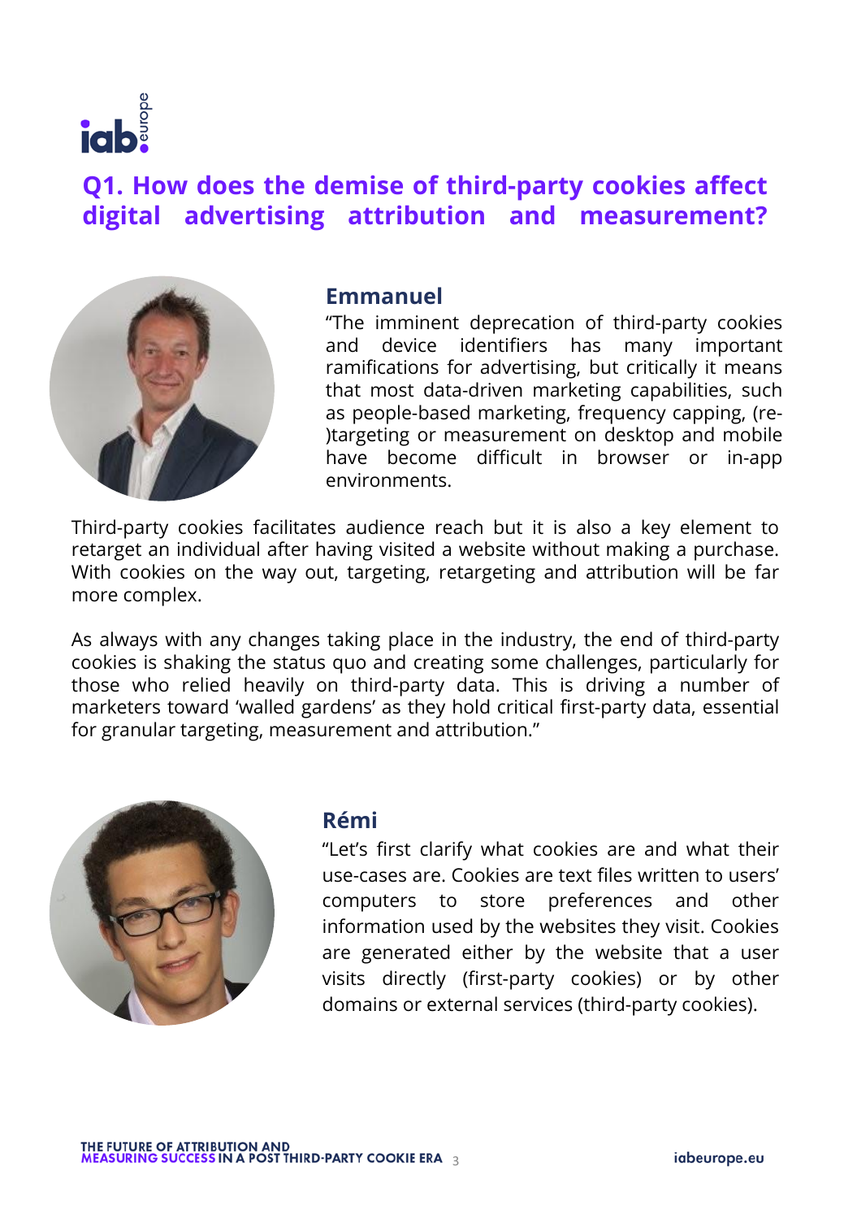## Q1. How does the demise of third-party cookies affect digital advertising attribution and measurement?

### Emmanuel

"The imminent deprecation of third-party cookies and device identifiers has many important ramifications for advertising, but critically it means that most data-driven marketing capabilities, such as people-based marketing, frequency capping, (re-)targeting or measurement on desktop and mobile have become difficult in browser or in-app environments.

Third-party cookies facilitates audience reach but it is also a key element to retarget an individual after having visited a website without making a purchase. With cookies on the way out, targeting, retargeting and attribution will be far more complex.

As always with any changes taking place in the industry, the end of third-party cookies is shaking the status quo and creating some challenges, particularly for those who relied heavily on third-party data. This is driving a number of marketers toward 'walled gardens' as they hold critical first-party data, essential for granular targeting, measurement and attribution."

### Rémi

"Let's first clarify what cookies are and what their use-cases are. Cookies are text files written to users' computers to store preferences and other information used by the websites they visit. Cookies are generated either by the website that a user visits directly (first-party cookies) or by other domains or external services (third-party cookies).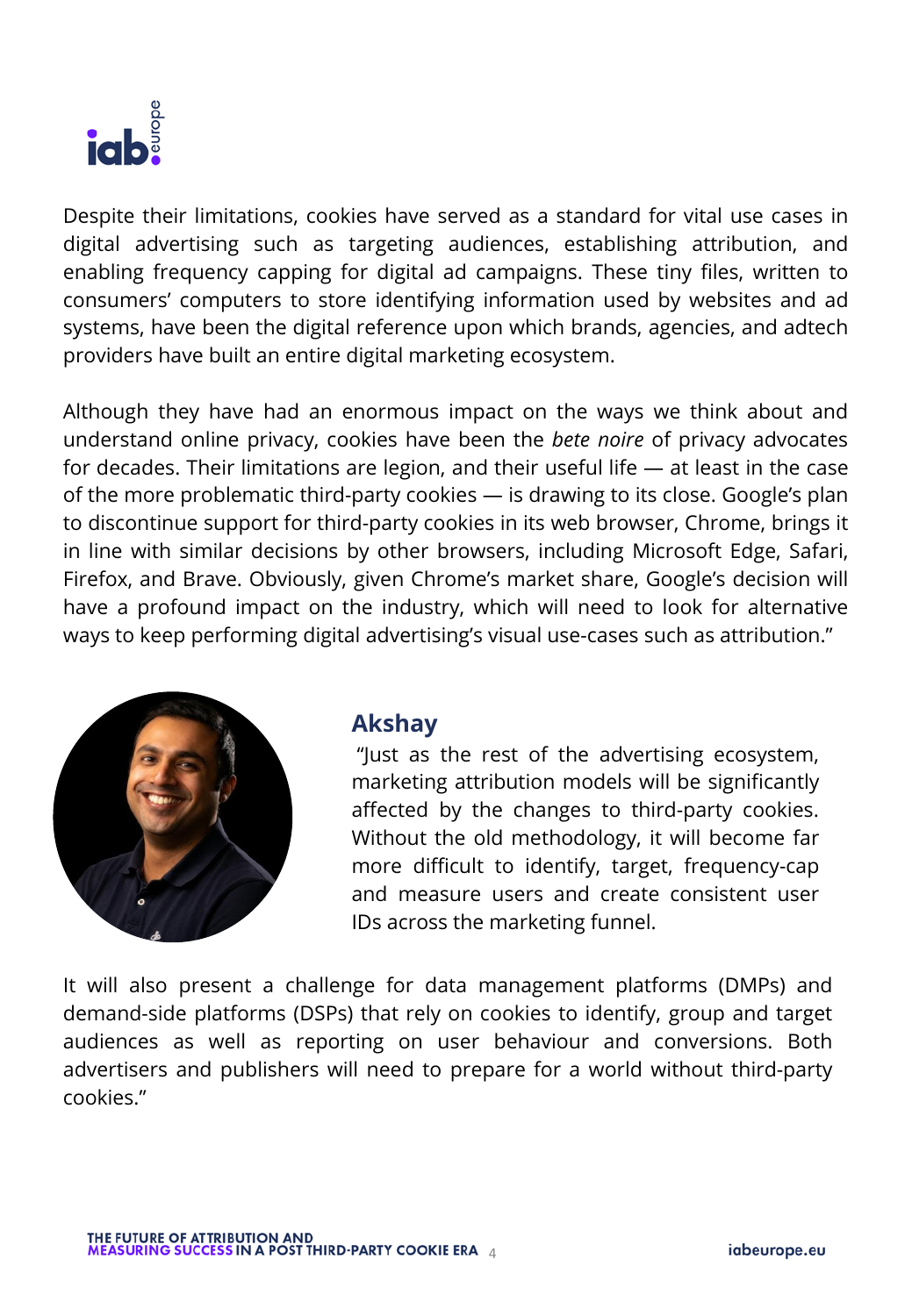Despite their limitations, cookies have served as a standard for vital use cases in digital advertising such as targeting audiences, establishing attribution, and enabling frequency capping for digital ad campaigns. These tiny files, written to consumers' computers to store identifying information used by websites and ad systems, have been the digital reference upon which brands, agencies, and adtech providers have built an entire digital marketing ecosystem.

Although they have had an enormous impact on the ways we think about and understand online privacy, cookies have been the *bete noire* of privacy advocates for decades. Their limitations are legion, and their useful life — at least in the case of the more problematic third-party cookies — is drawing to its close. Google's plan to discontinue support for third-party cookies in its web browser, Chrome, brings it in line with similar decisions by other browsers, including Microsoft Edge, Safari, Firefox, and Brave. Obviously, given Chrome's market share, Google's decision will have a profound impact on the industry, which will need to look for alternative ways to keep performing digital advertising's visual use-cases such as attribution."

### Akshay

"Just as the rest of the advertising ecosystem, marketing attribution models will be significantly affected by the changes to third-party cookies. Without the old methodology, it will become far more difficult to identify, target, frequency-cap and measure users and create consistent user IDs across the marketing funnel.

It will also present a challenge for data management platforms (DMPs) and demand-side platforms (DSPs) that rely on cookies to identify, group and target audiences as well as reporting on user behaviour and conversions. Both advertisers and publishers will need to prepare for a world without third-party cookies."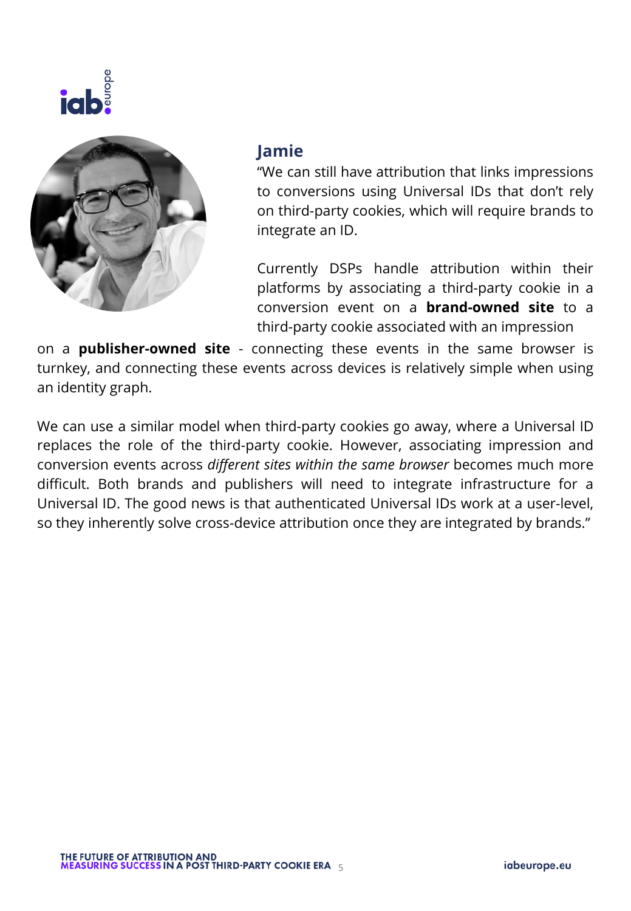### Jamie

"We can still have attribution that links impressions to conversions using Universal IDs that don't rely on third-party cookies, which will require brands to integrate an ID.

Currently DSPs handle attribution within their platforms by associating a third-party cookie in a conversion event on a **brand-owned site** to a third-party cookie associated with an impression on a **publisher-owned site** - connecting these events in the same browser is turnkey, and connecting these events across devices is relatively simple when using an identity graph.

We can use a similar model when third-party cookies go away, where a Universal ID replaces the role of the third-party cookie. However, associating impression and conversion events across *different sites within the same browser* becomes much more difficult. Both brands and publishers will need to integrate infrastructure for a Universal ID. The good news is that authenticated Universal IDs work at a user-level, so they inherently solve cross-device attribution once they are integrated by brands."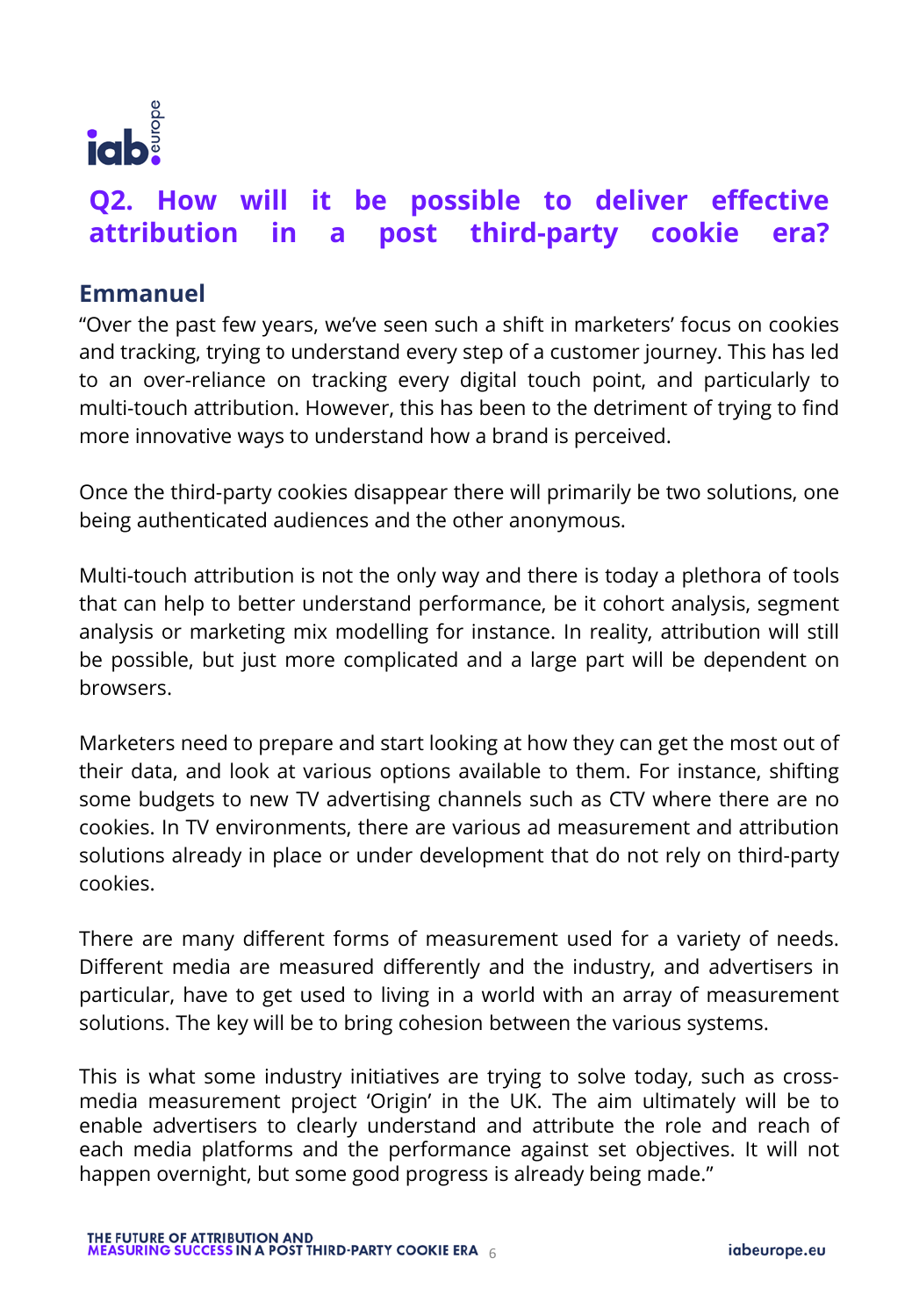## Q2. How will it be possible to deliver effective attribution in a post third-party cookie era?

### Emmanuel

"Over the past few years, we've seen such a shift in marketers' focus on cookies and tracking, trying to understand every step of a customer journey. This has led to an over-reliance on tracking every digital touch point, and particularly to multi-touch attribution. However, this has been to the detriment of trying to find more innovative ways to understand how a brand is perceived.

Once the third-party cookies disappear there will primarily be two solutions, one being authenticated audiences and the other anonymous.

Multi-touch attribution is not the only way and there is today a plethora of tools that can help to better understand performance, be it cohort analysis, segment analysis or marketing mix modelling for instance. In reality, attribution will still be possible, but just more complicated and a large part will be dependent on browsers.

Marketers need to prepare and start looking at how they can get the most out of their data, and look at various options available to them. For instance, shifting some budgets to new TV advertising channels such as CTV where there are no cookies. In TV environments, there are various ad measurement and attribution solutions already in place or under development that do not rely on third-party cookies.

There are many different forms of measurement used for a variety of needs. Different media are measured differently and the industry, and advertisers in particular, have to get used to living in a world with an array of measurement solutions. The key will be to bring cohesion between the various systems.

This is what some industry initiatives are trying to solve today, such as cross-media measurement project 'Origin' in the UK. The aim ultimately will be to enable advertisers to clearly understand and attribute the role and reach of each media platforms and the performance against set objectives. It will not happen overnight, but some good progress is already being made."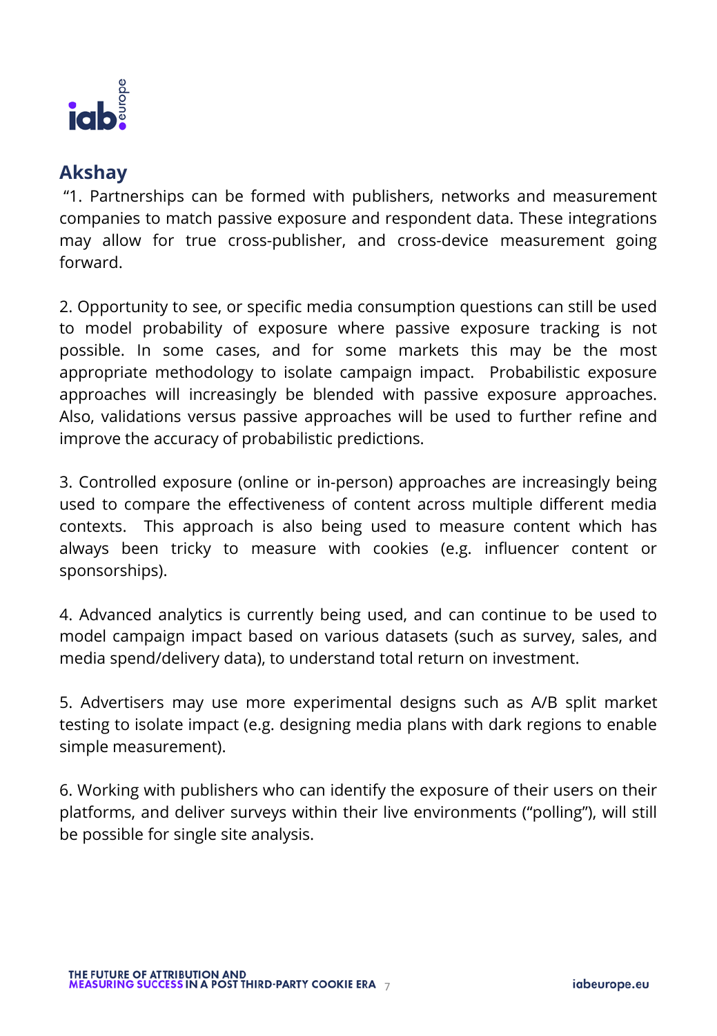## Akshay

"1. Partnerships can be formed with publishers, networks and measurement companies to match passive exposure and respondent data. These integrations may allow for true cross-publisher, and cross-device measurement going forward.

2. Opportunity to see, or specific media consumption questions can still be used to model probability of exposure where passive exposure tracking is not possible. In some cases, and for some markets this may be the most appropriate methodology to isolate campaign impact. Probabilistic exposure approaches will increasingly be blended with passive exposure approaches. Also, validations versus passive approaches will be used to further refine and improve the accuracy of probabilistic predictions.

3. Controlled exposure (online or in-person) approaches are increasingly being used to compare the effectiveness of content across multiple different media contexts. This approach is also being used to measure content which has always been tricky to measure with cookies (e.g. influencer content or sponsorships).

4. Advanced analytics is currently being used, and can continue to be used to model campaign impact based on various datasets (such as survey, sales, and media spend/delivery data), to understand total return on investment.

5. Advertisers may use more experimental designs such as A/B split market testing to isolate impact (e.g. designing media plans with dark regions to enable simple measurement).

6. Working with publishers who can identify the exposure of their users on their platforms, and deliver surveys within their live environments ("polling"), will still be possible for single site analysis.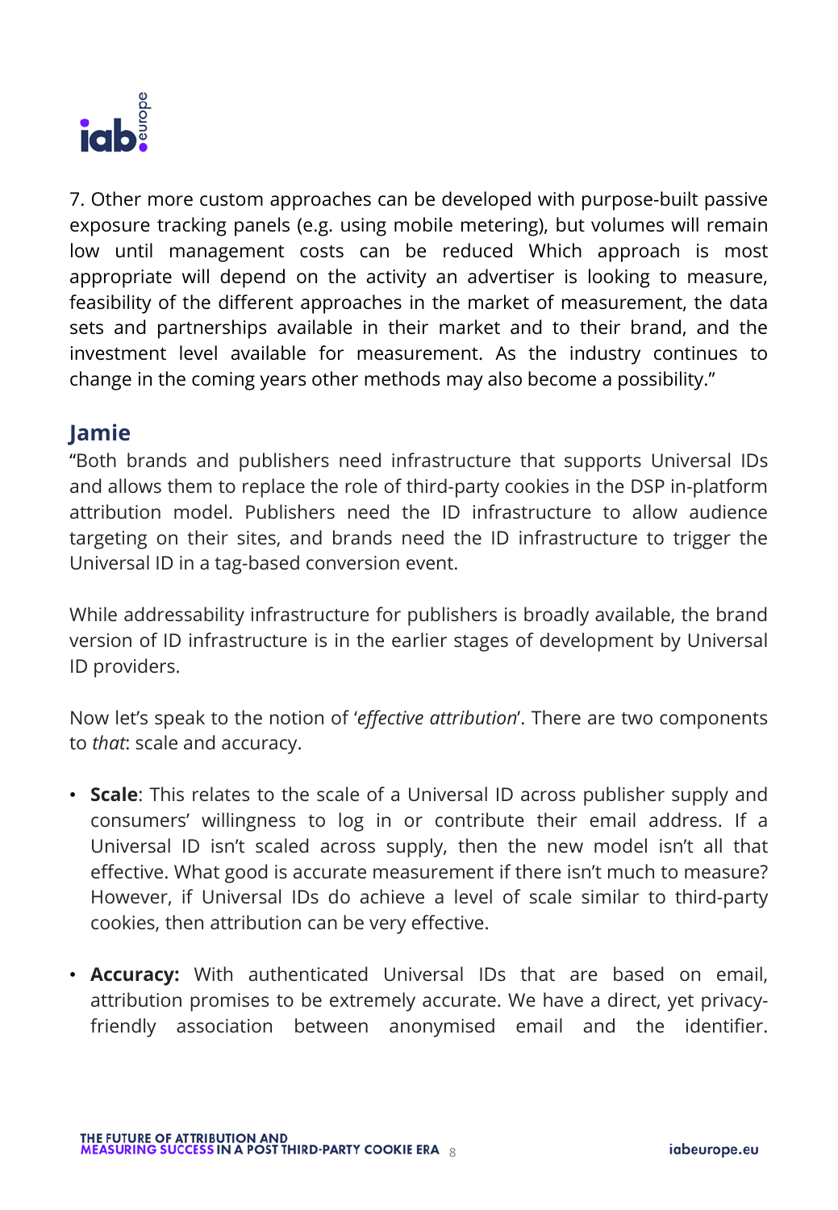7. Other more custom approaches can be developed with purpose-built passive exposure tracking panels (e.g. using mobile metering), but volumes will remain low until management costs can be reduced Which approach is most appropriate will depend on the activity an advertiser is looking to measure, feasibility of the different approaches in the market of measurement, the data sets and partnerships available in their market and to their brand, and the investment level available for measurement. As the industry continues to change in the coming years other methods may also become a possibility."

## Jamie

"Both brands and publishers need infrastructure that supports Universal IDs and allows them to replace the role of third-party cookies in the DSP in-platform attribution model. Publishers need the ID infrastructure to allow audience targeting on their sites, and brands need the ID infrastructure to trigger the Universal ID in a tag-based conversion event.

While addressability infrastructure for publishers is broadly available, the brand version of ID infrastructure is in the earlier stages of development by Universal ID providers.

Now let's speak to the notion of '*effective attribution*'. There are two components to *that*: scale and accuracy.

- **Scale**: This relates to the scale of a Universal ID across publisher supply and consumers' willingness to log in or contribute their email address. If a Universal ID isn't scaled across supply, then the new model isn't all that effective. What good is accurate measurement if there isn't much to measure? However, if Universal IDs do achieve a level of scale similar to third-party cookies, then attribution can be very effective.

- **Accuracy:** With authenticated Universal IDs that are based on email, attribution promises to be extremely accurate. We have a direct, yet privacy-friendly association between anonymised email and the identifier.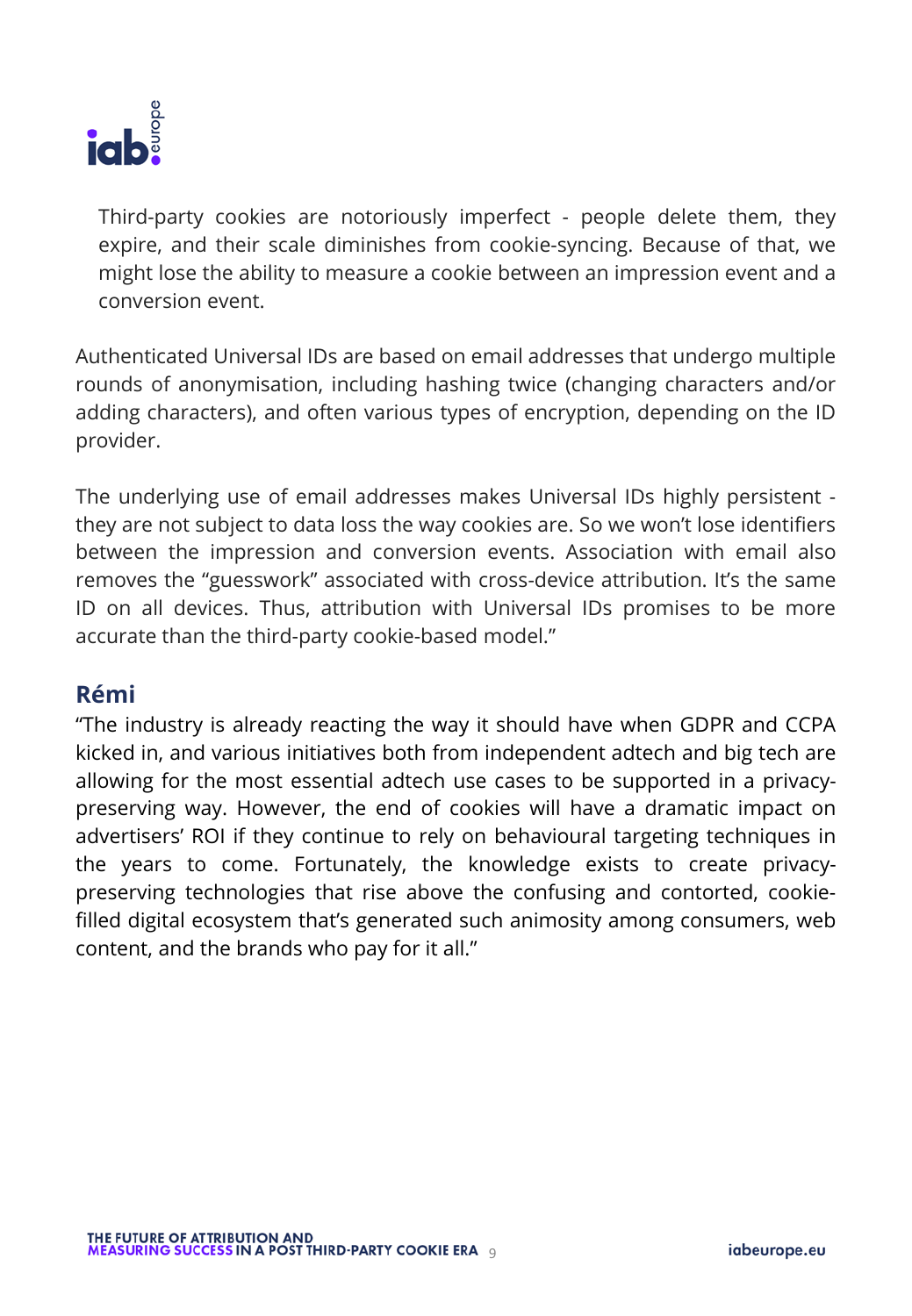Third-party cookies are notoriously imperfect - people delete them, they expire, and their scale diminishes from cookie-syncing. Because of that, we might lose the ability to measure a cookie between an impression event and a conversion event.

Authenticated Universal IDs are based on email addresses that undergo multiple rounds of anonymisation, including hashing twice (changing characters and/or adding characters), and often various types of encryption, depending on the ID provider.

The underlying use of email addresses makes Universal IDs highly persistent - they are not subject to data loss the way cookies are. So we won't lose identifiers between the impression and conversion events. Association with email also removes the "guesswork" associated with cross-device attribution. It's the same ID on all devices. Thus, attribution with Universal IDs promises to be more accurate than the third-party cookie-based model."

### Rémi

"The industry is already reacting the way it should have when GDPR and CCPA kicked in, and various initiatives both from independent adtech and big tech are allowing for the most essential adtech use cases to be supported in a privacy-preserving way. However, the end of cookies will have a dramatic impact on advertisers' ROI if they continue to rely on behavioural targeting techniques in the years to come. Fortunately, the knowledge exists to create privacy-preserving technologies that rise above the confusing and contorted, cookie-filled digital ecosystem that's generated such animosity among consumers, web content, and the brands who pay for it all."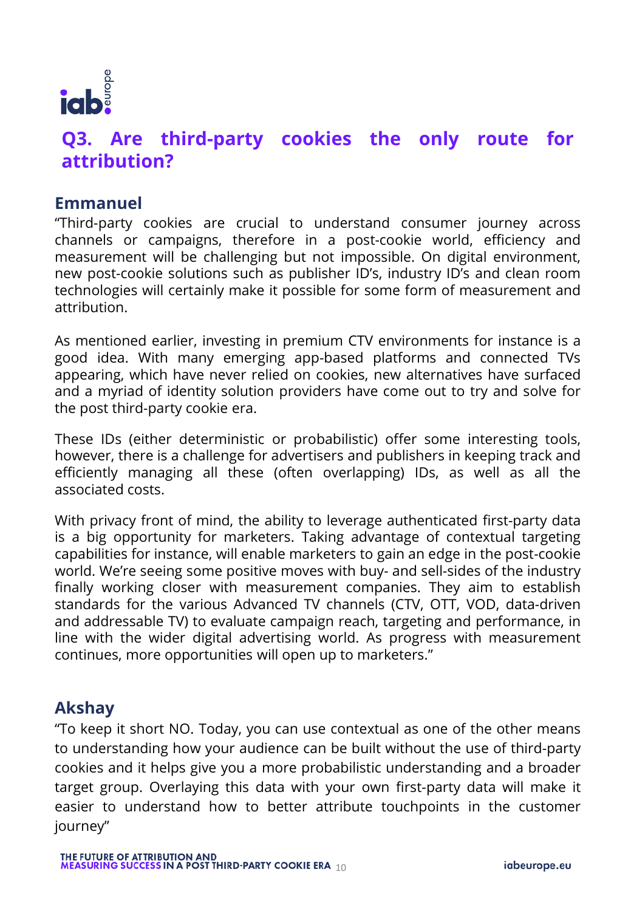## Q3. Are third-party cookies the only route for attribution?

### Emmanuel

"Third-party cookies are crucial to understand consumer journey across channels or campaigns, therefore in a post-cookie world, efficiency and measurement will be challenging but not impossible. On digital environment, new post-cookie solutions such as publisher ID's, industry ID's and clean room technologies will certainly make it possible for some form of measurement and attribution.

As mentioned earlier, investing in premium CTV environments for instance is a good idea. With many emerging app-based platforms and connected TVs appearing, which have never relied on cookies, new alternatives have surfaced and a myriad of identity solution providers have come out to try and solve for the post third-party cookie era.

These IDs (either deterministic or probabilistic) offer some interesting tools, however, there is a challenge for advertisers and publishers in keeping track and efficiently managing all these (often overlapping) IDs, as well as all the associated costs.

With privacy front of mind, the ability to leverage authenticated first-party data is a big opportunity for marketers. Taking advantage of contextual targeting capabilities for instance, will enable marketers to gain an edge in the post-cookie world. We're seeing some positive moves with buy- and sell-sides of the industry finally working closer with measurement companies. They aim to establish standards for the various Advanced TV channels (CTV, OTT, VOD, data-driven and addressable TV) to evaluate campaign reach, targeting and performance, in line with the wider digital advertising world. As progress with measurement continues, more opportunities will open up to marketers."

### Akshay

"To keep it short NO. Today, you can use contextual as one of the other means to understanding how your audience can be built without the use of third-party cookies and it helps give you a more probabilistic understanding and a broader target group. Overlaying this data with your own first-party data will make it easier to understand how to better attribute touchpoints in the customer journey"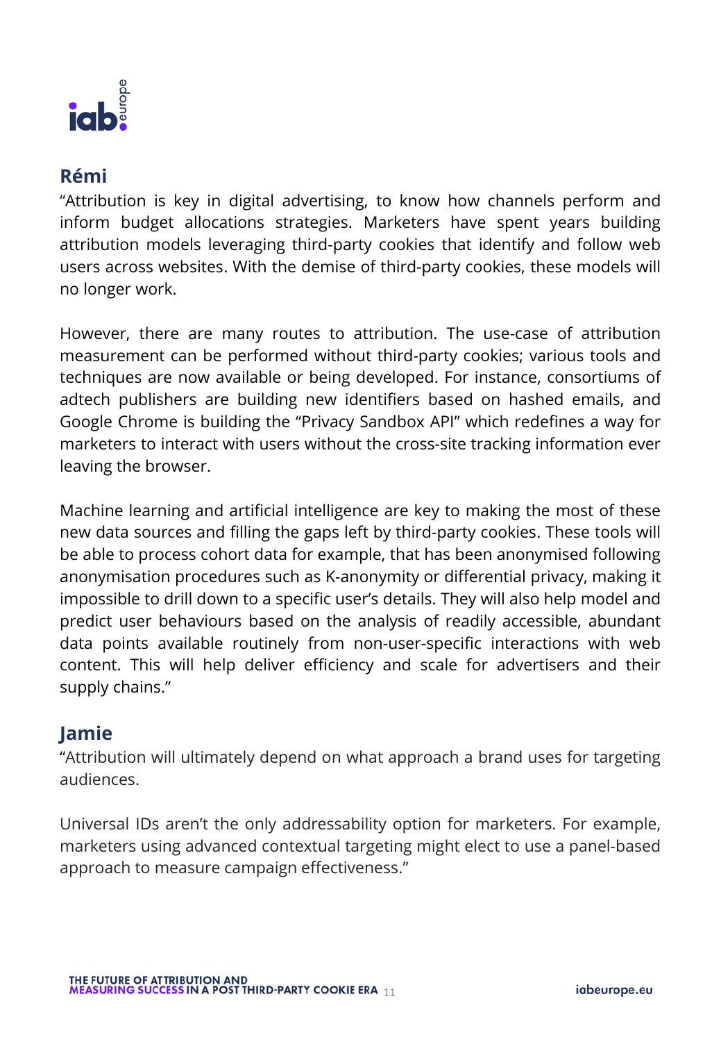## Rémi

"Attribution is key in digital advertising, to know how channels perform and inform budget allocations strategies. Marketers have spent years building attribution models leveraging third-party cookies that identify and follow web users across websites. With the demise of third-party cookies, these models will no longer work.

However, there are many routes to attribution. The use-case of attribution measurement can be performed without third-party cookies; various tools and techniques are now available or being developed. For instance, consortiums of adtech publishers are building new identifiers based on hashed emails, and Google Chrome is building the "Privacy Sandbox API" which redefines a way for marketers to interact with users without the cross-site tracking information ever leaving the browser.

Machine learning and artificial intelligence are key to making the most of these new data sources and filling the gaps left by third-party cookies. These tools will be able to process cohort data for example, that has been anonymised following anonymisation procedures such as K-anonymity or differential privacy, making it impossible to drill down to a specific user's details. They will also help model and predict user behaviours based on the analysis of readily accessible, abundant data points available routinely from non-user-specific interactions with web content. This will help deliver efficiency and scale for advertisers and their supply chains."

## Jamie

"Attribution will ultimately depend on what approach a brand uses for targeting audiences.

Universal IDs aren't the only addressability option for marketers. For example, marketers using advanced contextual targeting might elect to use a panel-based approach to measure campaign effectiveness."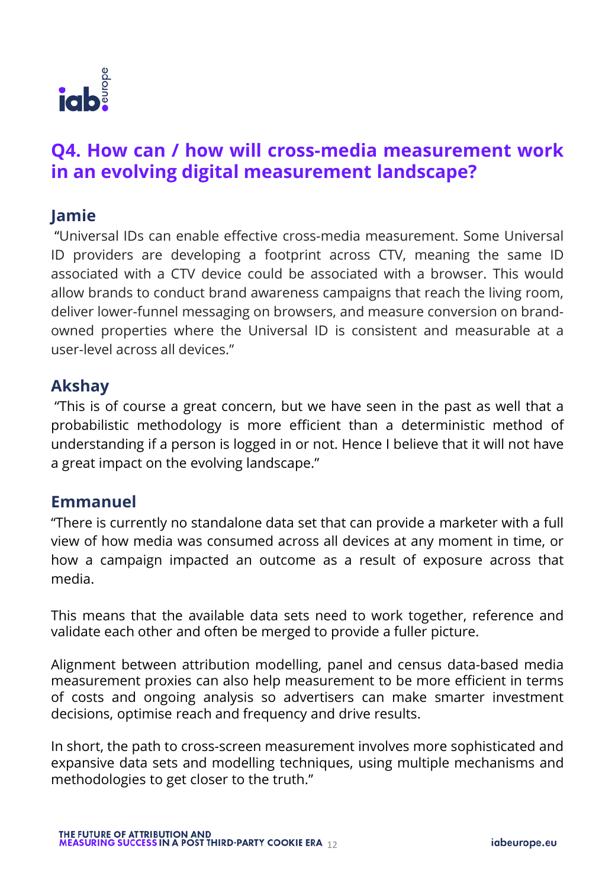## Q4. How can / how will cross-media measurement work in an evolving digital measurement landscape?

### Jamie

"Universal IDs can enable effective cross-media measurement. Some Universal ID providers are developing a footprint across CTV, meaning the same ID associated with a CTV device could be associated with a browser. This would allow brands to conduct brand awareness campaigns that reach the living room, deliver lower-funnel messaging on browsers, and measure conversion on brand-owned properties where the Universal ID is consistent and measurable at a user-level across all devices."

### Akshay

"This is of course a great concern, but we have seen in the past as well that a probabilistic methodology is more efficient than a deterministic method of understanding if a person is logged in or not. Hence I believe that it will not have a great impact on the evolving landscape."

### Emmanuel

"There is currently no standalone data set that can provide a marketer with a full view of how media was consumed across all devices at any moment in time, or how a campaign impacted an outcome as a result of exposure across that media.

This means that the available data sets need to work together, reference and validate each other and often be merged to provide a fuller picture.

Alignment between attribution modelling, panel and census data-based media measurement proxies can also help measurement to be more efficient in terms of costs and ongoing analysis so advertisers can make smarter investment decisions, optimise reach and frequency and drive results.

In short, the path to cross-screen measurement involves more sophisticated and expansive data sets and modelling techniques, using multiple mechanisms and methodologies to get closer to the truth."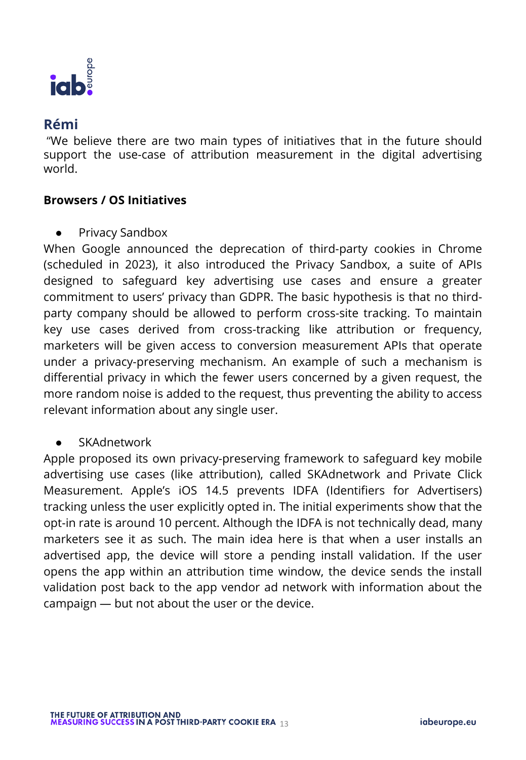## Rémi

"We believe there are two main types of initiatives that in the future should support the use-case of attribution measurement in the digital advertising world.

**Browsers / OS Initiatives**

- Privacy Sandbox

When Google announced the deprecation of third-party cookies in Chrome (scheduled in 2023), it also introduced the Privacy Sandbox, a suite of APIs designed to safeguard key advertising use cases and ensure a greater commitment to users' privacy than GDPR. The basic hypothesis is that no third-party company should be allowed to perform cross-site tracking. To maintain key use cases derived from cross-tracking like attribution or frequency, marketers will be given access to conversion measurement APIs that operate under a privacy-preserving mechanism. An example of such a mechanism is differential privacy in which the fewer users concerned by a given request, the more random noise is added to the request, thus preventing the ability to access relevant information about any single user.

- SKAdnetwork

Apple proposed its own privacy-preserving framework to safeguard key mobile advertising use cases (like attribution), called SKAdnetwork and Private Click Measurement. Apple's iOS 14.5 prevents IDFA (Identifiers for Advertisers) tracking unless the user explicitly opted in. The initial experiments show that the opt-in rate is around 10 percent. Although the IDFA is not technically dead, many marketers see it as such. The main idea here is that when a user installs an advertised app, the device will store a pending install validation. If the user opens the app within an attribution time window, the device sends the install validation post back to the app vendor ad network with information about the campaign — but not about the user or the device.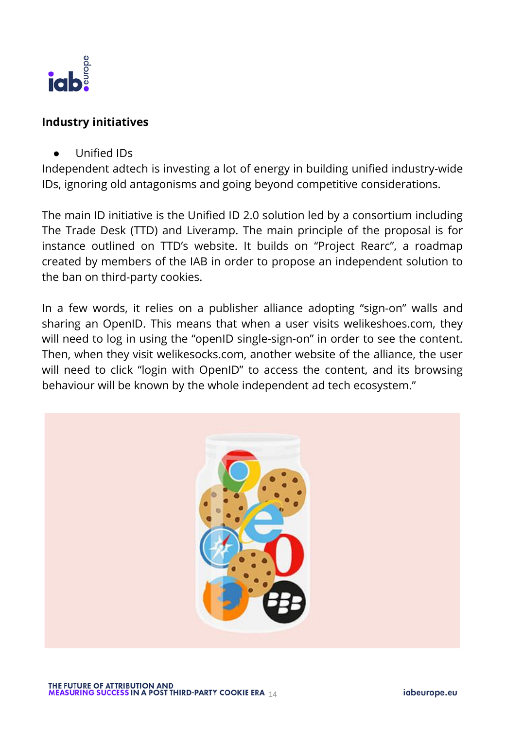**Industry initiatives**

- Unified IDs

Independent adtech is investing a lot of energy in building unified industry-wide IDs, ignoring old antagonisms and going beyond competitive considerations.

The main ID initiative is the Unified ID 2.0 solution led by a consortium including The Trade Desk (TTD) and Liveramp. The main principle of the proposal is for instance outlined on TTD's website. It builds on "Project Rearc", a roadmap created by members of the IAB in order to propose an independent solution to the ban on third-party cookies.

In a few words, it relies on a publisher alliance adopting "sign-on" walls and sharing an OpenID. This means that when a user visits welikeshoes.com, they will need to log in using the "openID single-sign-on" in order to see the content. Then, when they visit welikesocks.com, another website of the alliance, the user will need to click "login with OpenID" to access the content, and its browsing behaviour will be known by the whole independent ad tech ecosystem."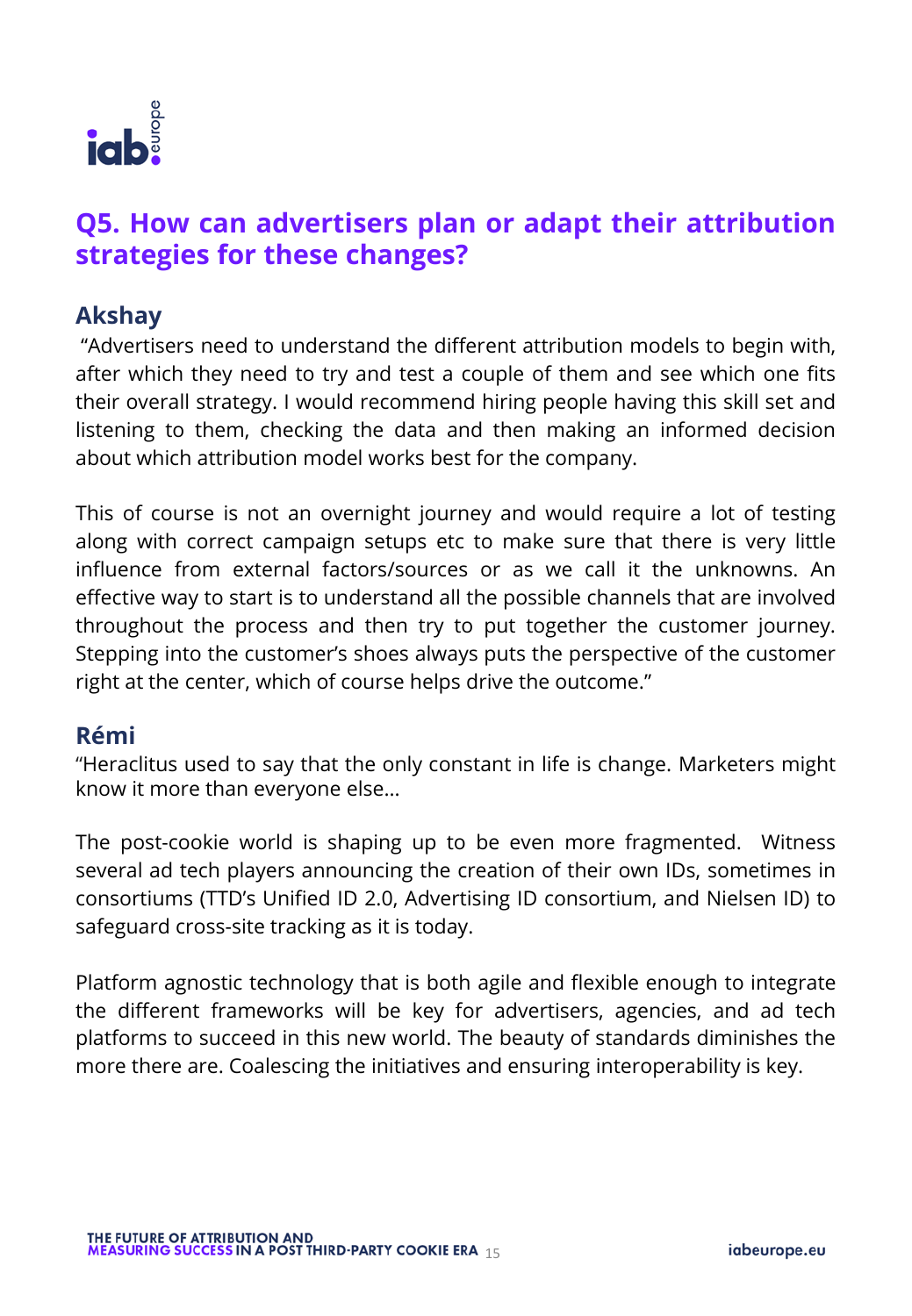## Q5. How can advertisers plan or adapt their attribution strategies for these changes?

### Akshay

"Advertisers need to understand the different attribution models to begin with, after which they need to try and test a couple of them and see which one fits their overall strategy. I would recommend hiring people having this skill set and listening to them, checking the data and then making an informed decision about which attribution model works best for the company.

This of course is not an overnight journey and would require a lot of testing along with correct campaign setups etc to make sure that there is very little influence from external factors/sources or as we call it the unknowns. An effective way to start is to understand all the possible channels that are involved throughout the process and then try to put together the customer journey. Stepping into the customer's shoes always puts the perspective of the customer right at the center, which of course helps drive the outcome."

### Rémi

"Heraclitus used to say that the only constant in life is change. Marketers might know it more than everyone else…

The post-cookie world is shaping up to be even more fragmented. Witness several ad tech players announcing the creation of their own IDs, sometimes in consortiums (TTD's Unified ID 2.0, Advertising ID consortium, and Nielsen ID) to safeguard cross-site tracking as it is today.

Platform agnostic technology that is both agile and flexible enough to integrate the different frameworks will be key for advertisers, agencies, and ad tech platforms to succeed in this new world. The beauty of standards diminishes the more there are. Coalescing the initiatives and ensuring interoperability is key.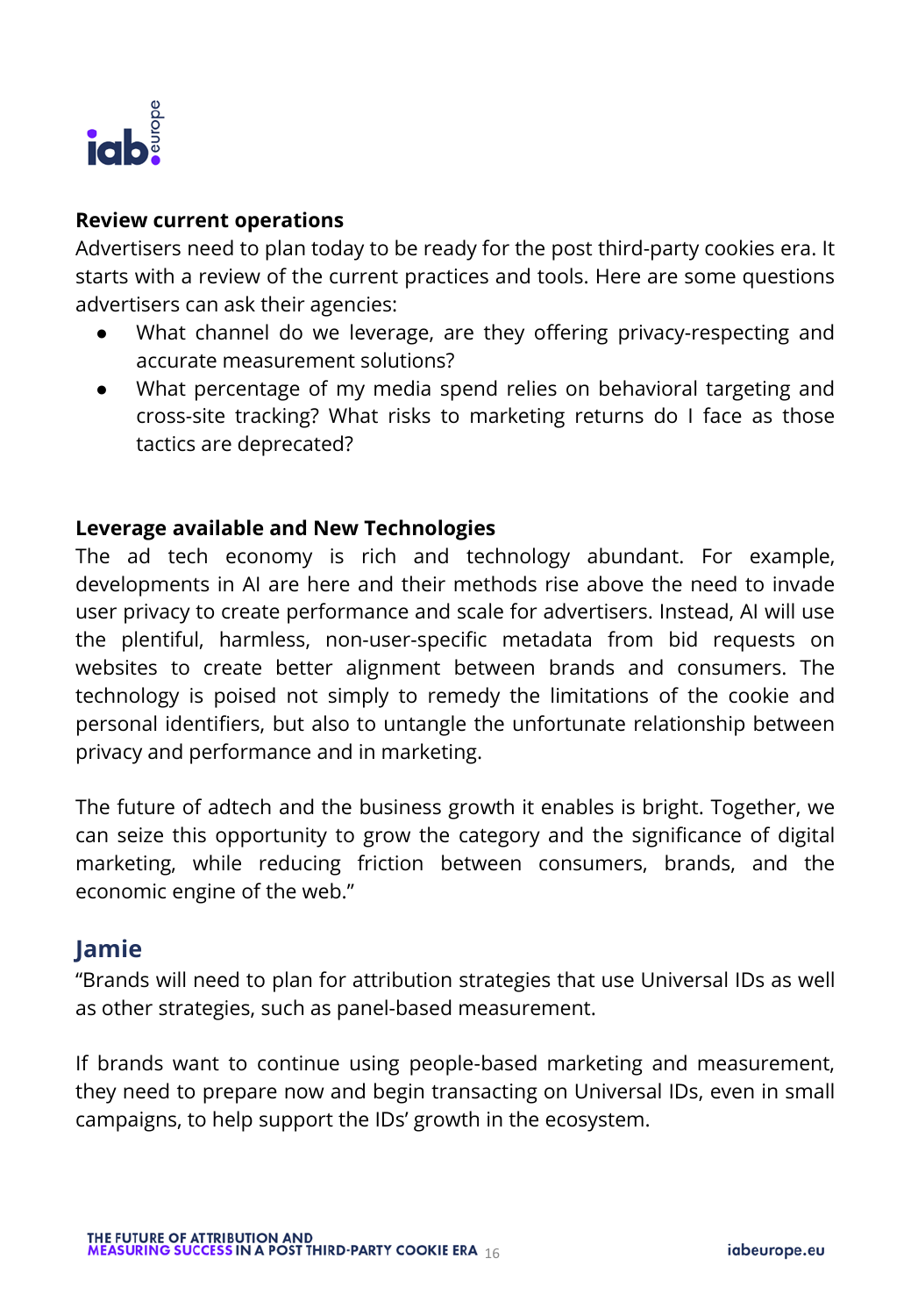**Review current operations**

Advertisers need to plan today to be ready for the post third-party cookies era. It starts with a review of the current practices and tools. Here are some questions advertisers can ask their agencies:

- What channel do we leverage, are they offering privacy-respecting and accurate measurement solutions?
- What percentage of my media spend relies on behavioral targeting and cross-site tracking? What risks to marketing returns do I face as those tactics are deprecated?

**Leverage available and New Technologies**

The ad tech economy is rich and technology abundant. For example, developments in AI are here and their methods rise above the need to invade user privacy to create performance and scale for advertisers. Instead, AI will use the plentiful, harmless, non-user-specific metadata from bid requests on websites to create better alignment between brands and consumers. The technology is poised not simply to remedy the limitations of the cookie and personal identifiers, but also to untangle the unfortunate relationship between privacy and performance and in marketing.

The future of adtech and the business growth it enables is bright. Together, we can seize this opportunity to grow the category and the significance of digital marketing, while reducing friction between consumers, brands, and the economic engine of the web."

## Jamie

"Brands will need to plan for attribution strategies that use Universal IDs as well as other strategies, such as panel-based measurement.

If brands want to continue using people-based marketing and measurement, they need to prepare now and begin transacting on Universal IDs, even in small campaigns, to help support the IDs' growth in the ecosystem.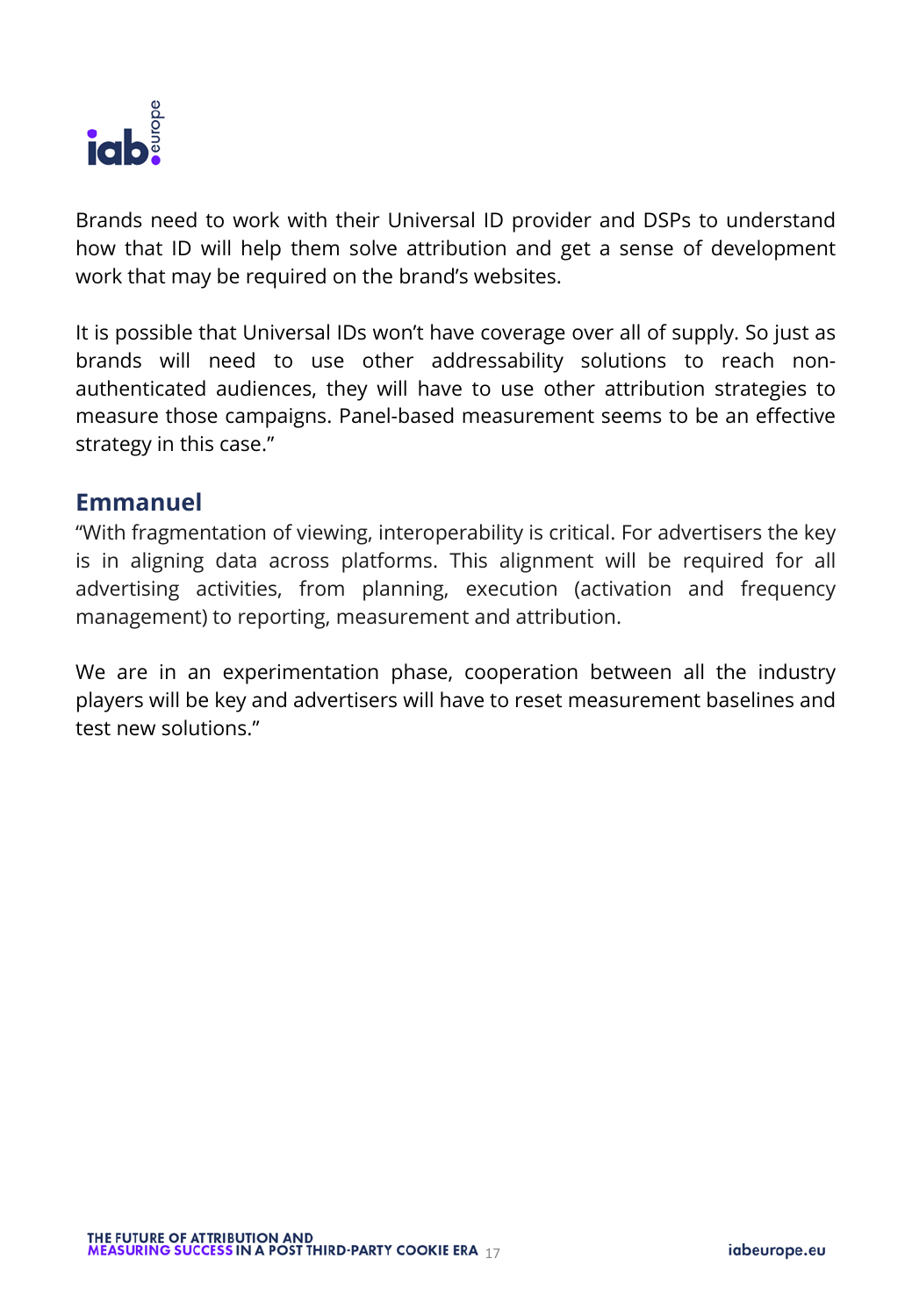Brands need to work with their Universal ID provider and DSPs to understand how that ID will help them solve attribution and get a sense of development work that may be required on the brand's websites.

It is possible that Universal IDs won't have coverage over all of supply. So just as brands will need to use other addressability solutions to reach non-authenticated audiences, they will have to use other attribution strategies to measure those campaigns. Panel-based measurement seems to be an effective strategy in this case."

### Emmanuel

"With fragmentation of viewing, interoperability is critical. For advertisers the key is in aligning data across platforms. This alignment will be required for all advertising activities, from planning, execution (activation and frequency management) to reporting, measurement and attribution.

We are in an experimentation phase, cooperation between all the industry players will be key and advertisers will have to reset measurement baselines and test new solutions."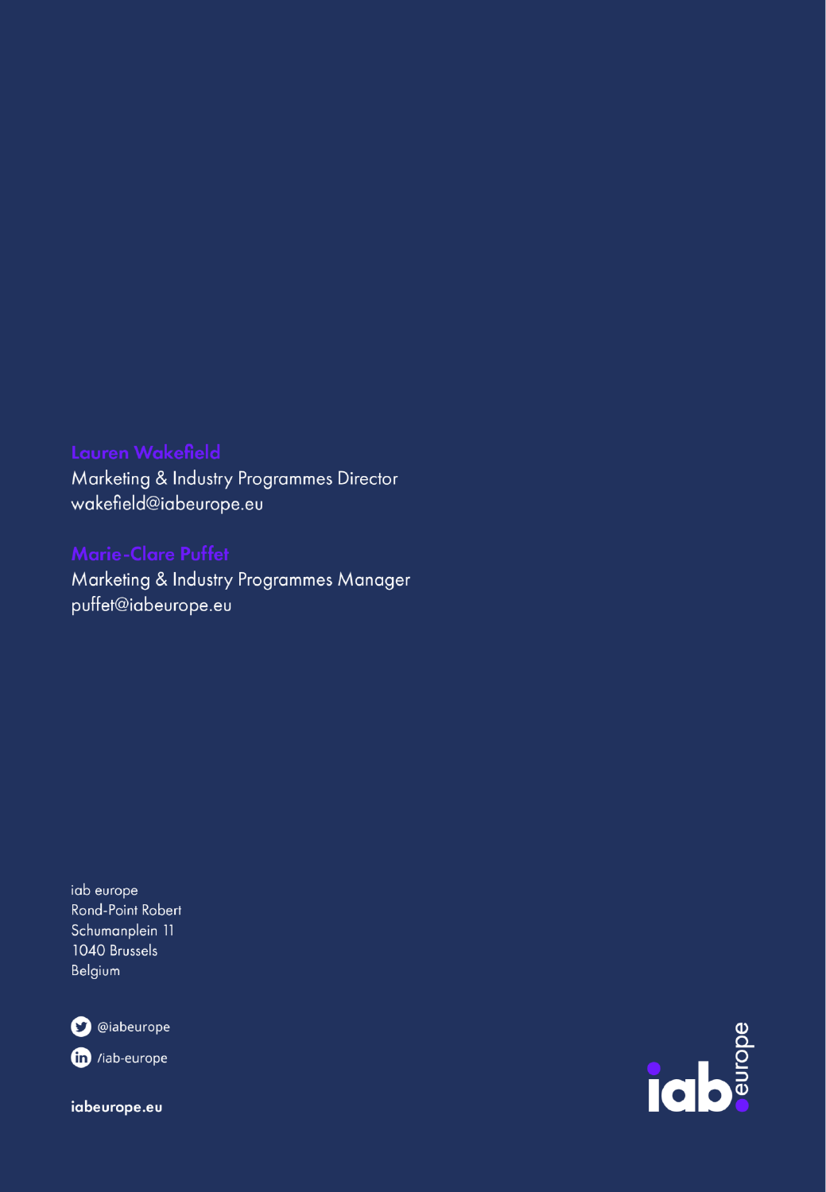**Lauren Wakefield**
Marketing & Industry Programmes Director
wakefield@iabeurope.eu

**Marie-Clare Puffet**
Marketing & Industry Programmes Manager
puffet@iabeurope.eu

iab europe
Rond-Point Robert
Schumanplein 11
1040 Brussels
Belgium

@iabeurope

/iab-europe

**iabeurope.eu**